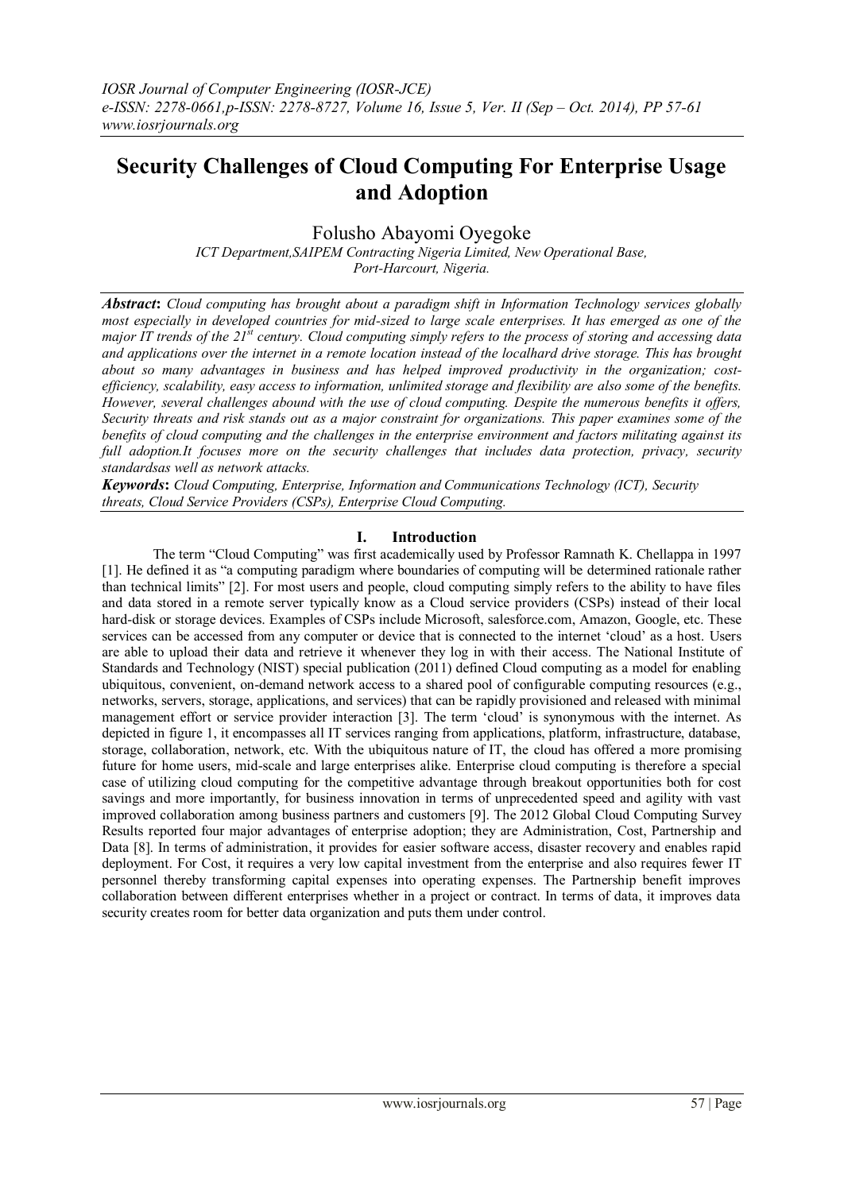# Security Challenges of Cloud Computing For Enterprise Usage and Adoption

Folusho Abayomi Oyegoke

*ICT Department,SAIPEM Contracting Nigeria Limited, New Operational Base, Port-Harcourt, Nigeria.*

***Abstract*:** *Cloud computing has brought about a paradigm shift in Information Technology services globally most especially in developed countries for mid-sized to large scale enterprises. It has emerged as one of the major IT trends of the 21st century. Cloud computing simply refers to the process of storing and accessing data and applications over the internet in a remote location instead of the localhard drive storage. This has brought about so many advantages in business and has helped improved productivity in the organization; cost-efficiency, scalability, easy access to information, unlimited storage and flexibility are also some of the benefits. However, several challenges abound with the use of cloud computing. Despite the numerous benefits it offers, Security threats and risk stands out as a major constraint for organizations. This paper examines some of the benefits of cloud computing and the challenges in the enterprise environment and factors militating against its full adoption.It focuses more on the security challenges that includes data protection, privacy, security standardsas well as network attacks.*

***Keywords*:** *Cloud Computing, Enterprise, Information and Communications Technology (ICT), Security threats, Cloud Service Providers (CSPs), Enterprise Cloud Computing.*

## I. Introduction

The term "Cloud Computing" was first academically used by Professor Ramnath K. Chellappa in 1997 [1]. He defined it as "a computing paradigm where boundaries of computing will be determined rationale rather than technical limits" [2]. For most users and people, cloud computing simply refers to the ability to have files and data stored in a remote server typically know as a Cloud service providers (CSPs) instead of their local hard-disk or storage devices. Examples of CSPs include Microsoft, salesforce.com, Amazon, Google, etc. These services can be accessed from any computer or device that is connected to the internet 'cloud' as a host. Users are able to upload their data and retrieve it whenever they log in with their access. The National Institute of Standards and Technology (NIST) special publication (2011) defined Cloud computing as a model for enabling ubiquitous, convenient, on-demand network access to a shared pool of configurable computing resources (e.g., networks, servers, storage, applications, and services) that can be rapidly provisioned and released with minimal management effort or service provider interaction [3]. The term 'cloud' is synonymous with the internet. As depicted in figure 1, it encompasses all IT services ranging from applications, platform, infrastructure, database, storage, collaboration, network, etc. With the ubiquitous nature of IT, the cloud has offered a more promising future for home users, mid-scale and large enterprises alike. Enterprise cloud computing is therefore a special case of utilizing cloud computing for the competitive advantage through breakout opportunities both for cost savings and more importantly, for business innovation in terms of unprecedented speed and agility with vast improved collaboration among business partners and customers [9]. The 2012 Global Cloud Computing Survey Results reported four major advantages of enterprise adoption; they are Administration, Cost, Partnership and Data [8]. In terms of administration, it provides for easier software access, disaster recovery and enables rapid deployment. For Cost, it requires a very low capital investment from the enterprise and also requires fewer IT personnel thereby transforming capital expenses into operating expenses. The Partnership benefit improves collaboration between different enterprises whether in a project or contract. In terms of data, it improves data security creates room for better data organization and puts them under control.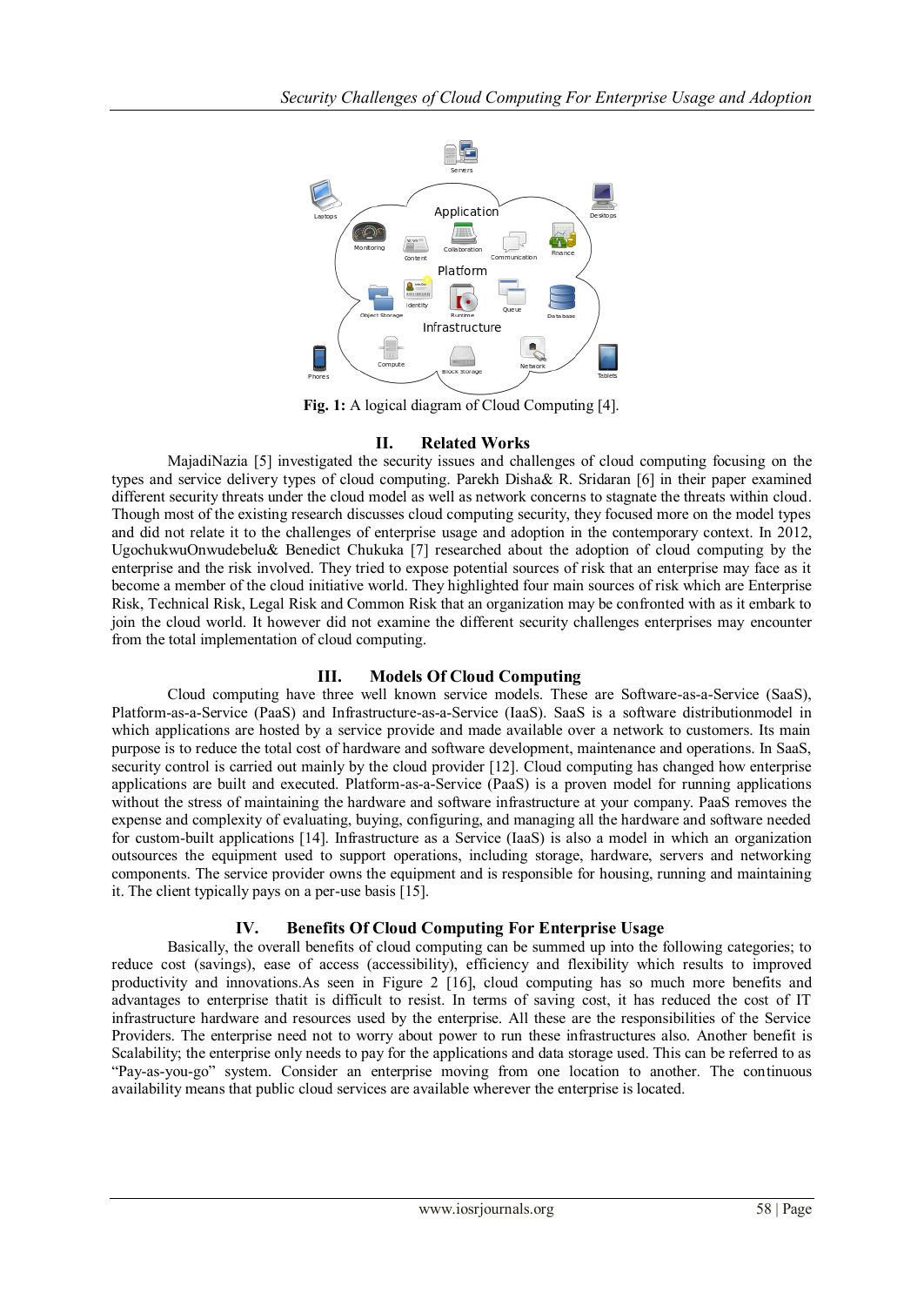Servers

Laptops

Application

Desktops

Monitoring

Content

Collaboration

Communication

Finance

Platform

Object Storage

Identity

Runtime

Queue

Database

Infrastructure

Compute

Block storage

Network

Phones

Tablets

**Fig. 1:** A logical diagram of Cloud Computing [4].

## II. Related Works

MajadiNazia [5] investigated the security issues and challenges of cloud computing focusing on the types and service delivery types of cloud computing. Parekh Disha& R. Sridaran [6] in their paper examined different security threats under the cloud model as well as network concerns to stagnate the threats within cloud. Though most of the existing research discusses cloud computing security, they focused more on the model types and did not relate it to the challenges of enterprise usage and adoption in the contemporary context. In 2012, UgochukwuOnwudebelu& Benedict Chukuka [7] researched about the adoption of cloud computing by the enterprise and the risk involved. They tried to expose potential sources of risk that an enterprise may face as it become a member of the cloud initiative world. They highlighted four main sources of risk which are Enterprise Risk, Technical Risk, Legal Risk and Common Risk that an organization may be confronted with as it embark to join the cloud world. It however did not examine the different security challenges enterprises may encounter from the total implementation of cloud computing.

## III. Models Of Cloud Computing

Cloud computing have three well known service models. These are Software-as-a-Service (SaaS), Platform-as-a-Service (PaaS) and Infrastructure-as-a-Service (IaaS). SaaS is a software distributionmodel in which applications are hosted by a service provide and made available over a network to customers. Its main purpose is to reduce the total cost of hardware and software development, maintenance and operations. In SaaS, security control is carried out mainly by the cloud provider [12]. Cloud computing has changed how enterprise applications are built and executed. Platform-as-a-Service (PaaS) is a proven model for running applications without the stress of maintaining the hardware and software infrastructure at your company. PaaS removes the expense and complexity of evaluating, buying, configuring, and managing all the hardware and software needed for custom-built applications [14]. Infrastructure as a Service (IaaS) is also a model in which an organization outsources the equipment used to support operations, including storage, hardware, servers and networking components. The service provider owns the equipment and is responsible for housing, running and maintaining it. The client typically pays on a per-use basis [15].

## IV. Benefits Of Cloud Computing For Enterprise Usage

Basically, the overall benefits of cloud computing can be summed up into the following categories; to reduce cost (savings), ease of access (accessibility), efficiency and flexibility which results to improved productivity and innovations.As seen in Figure 2 [16], cloud computing has so much more benefits and advantages to enterprise thatit is difficult to resist. In terms of saving cost, it has reduced the cost of IT infrastructure hardware and resources used by the enterprise. All these are the responsibilities of the Service Providers. The enterprise need not to worry about power to run these infrastructures also. Another benefit is Scalability; the enterprise only needs to pay for the applications and data storage used. This can be referred to as "Pay-as-you-go" system. Consider an enterprise moving from one location to another. The continuous availability means that public cloud services are available wherever the enterprise is located.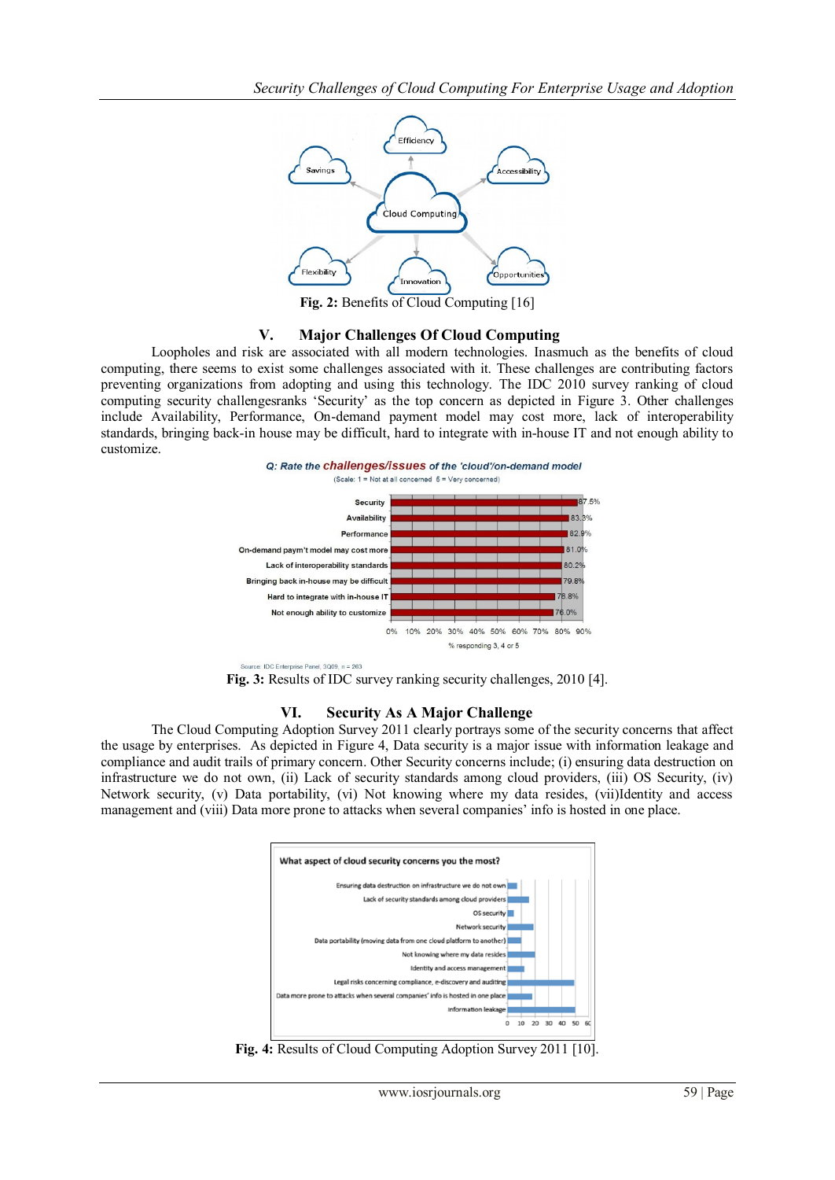Efficiency

Savings

Accessibility

Cloud Computing

Flexibility

Innovation

Opportunities

**Fig. 2:** Benefits of Cloud Computing [16]

## V. Major Challenges Of Cloud Computing

Loopholes and risk are associated with all modern technologies. Inasmuch as the benefits of cloud computing, there seems to exist some challenges associated with it. These challenges are contributing factors preventing organizations from adopting and using this technology. The IDC 2010 survey ranking of cloud computing security challengesranks 'Security' as the top concern as depicted in Figure 3. Other challenges include Availability, Performance, On-demand payment model may cost more, lack of interoperability standards, bringing back-in house may be difficult, hard to integrate with in-house IT and not enough ability to customize.

Q: Rate the challenges/issues of the 'cloud'/on-demand model

(Scale: 1 = Not at all concerned 5 = Very concerned)

Security 87.5%

Availability 83.3%

Performance 82.9%

On-demand paym't model may cost more 81.0%

Lack of interoperability standards 80.2%

Bringing back in-house may be difficult 79.8%

Hard to integrate with in-house IT 76.8%

Not enough ability to customize 76.0%

0% 10% 20% 30% 40% 50% 60% 70% 80% 90%

% responding 3, 4 or 5

Source: IDC Enterprise Panel, 3Q09, n = 263

**Fig. 3:** Results of IDC survey ranking security challenges, 2010 [4].

## VI. Security As A Major Challenge

The Cloud Computing Adoption Survey 2011 clearly portrays some of the security concerns that affect the usage by enterprises. As depicted in Figure 4, Data security is a major issue with information leakage and compliance and audit trails of primary concern. Other Security concerns include; (i) ensuring data destruction on infrastructure we do not own, (ii) Lack of security standards among cloud providers, (iii) OS Security, (iv) Network security, (v) Data portability, (vi) Not knowing where my data resides, (vii)Identity and access management and (viii) Data more prone to attacks when several companies' info is hosted in one place.

What aspect of cloud security concerns you the most?

Ensuring data destruction on infrastructure we do not own

Lack of security standards among cloud providers

OS security

Network security

Data portability (moving data from one cloud platform to another)

Not knowing where my data resides

Identity and access management

Legal risks concerning compliance, e-discovery and auditing

Data more prone to attacks when several companies' info is hosted in one place

Information leakage

0 10 20 30 40 50 60

**Fig. 4:** Results of Cloud Computing Adoption Survey 2011 [10].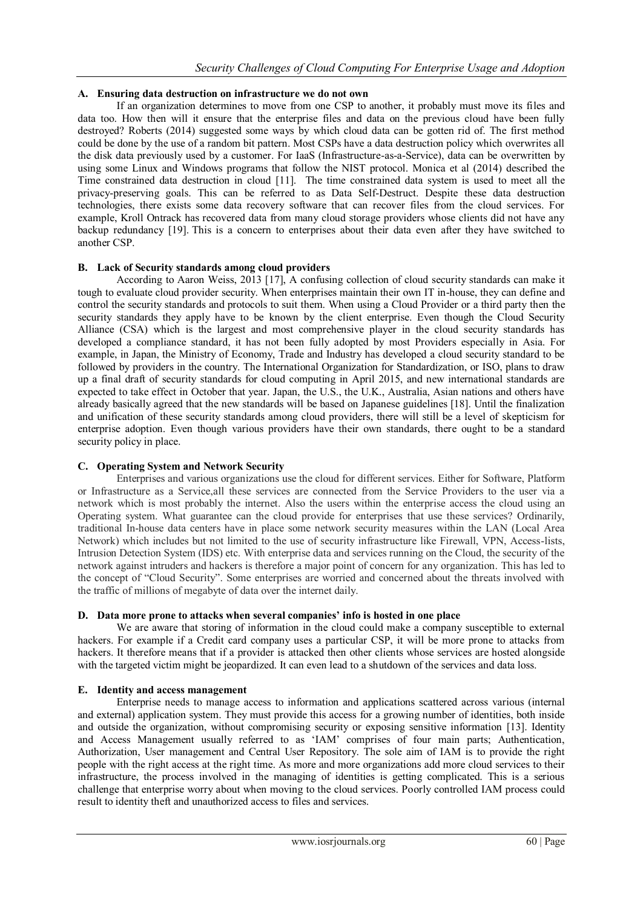### A. Ensuring data destruction on infrastructure we do not own

If an organization determines to move from one CSP to another, it probably must move its files and data too. How then will it ensure that the enterprise files and data on the previous cloud have been fully destroyed? Roberts (2014) suggested some ways by which cloud data can be gotten rid of. The first method could be done by the use of a random bit pattern. Most CSPs have a data destruction policy which overwrites all the disk data previously used by a customer. For IaaS (Infrastructure-as-a-Service), data can be overwritten by using some Linux and Windows programs that follow the NIST protocol. Monica et al (2014) described the Time constrained data destruction in cloud [11]. The time constrained data system is used to meet all the privacy-preserving goals. This can be referred to as Data Self-Destruct. Despite these data destruction technologies, there exists some data recovery software that can recover files from the cloud services. For example, Kroll Ontrack has recovered data from many cloud storage providers whose clients did not have any backup redundancy [19]. This is a concern to enterprises about their data even after they have switched to another CSP.

### B. Lack of Security standards among cloud providers

According to Aaron Weiss, 2013 [17], A confusing collection of cloud security standards can make it tough to evaluate cloud provider security. When enterprises maintain their own IT in-house, they can define and control the security standards and protocols to suit them. When using a Cloud Provider or a third party then the security standards they apply have to be known by the client enterprise. Even though the Cloud Security Alliance (CSA) which is the largest and most comprehensive player in the cloud security standards has developed a compliance standard, it has not been fully adopted by most Providers especially in Asia. For example, in Japan, the Ministry of Economy, Trade and Industry has developed a cloud security standard to be followed by providers in the country. The International Organization for Standardization, or ISO, plans to draw up a final draft of security standards for cloud computing in April 2015, and new international standards are expected to take effect in October that year. Japan, the U.S., the U.K., Australia, Asian nations and others have already basically agreed that the new standards will be based on Japanese guidelines [18]. Until the finalization and unification of these security standards among cloud providers, there will still be a level of skepticism for enterprise adoption. Even though various providers have their own standards, there ought to be a standard security policy in place.

### C. Operating System and Network Security

Enterprises and various organizations use the cloud for different services. Either for Software, Platform or Infrastructure as a Service,all these services are connected from the Service Providers to the user via a network which is most probably the internet. Also the users within the enterprise access the cloud using an Operating system. What guarantee can the cloud provide for enterprises that use these services? Ordinarily, traditional In-house data centers have in place some network security measures within the LAN (Local Area Network) which includes but not limited to the use of security infrastructure like Firewall, VPN, Access-lists, Intrusion Detection System (IDS) etc. With enterprise data and services running on the Cloud, the security of the network against intruders and hackers is therefore a major point of concern for any organization. This has led to the concept of "Cloud Security". Some enterprises are worried and concerned about the threats involved with the traffic of millions of megabyte of data over the internet daily.

### D. Data more prone to attacks when several companies' info is hosted in one place

We are aware that storing of information in the cloud could make a company susceptible to external hackers. For example if a Credit card company uses a particular CSP, it will be more prone to attacks from hackers. It therefore means that if a provider is attacked then other clients whose services are hosted alongside with the targeted victim might be jeopardized. It can even lead to a shutdown of the services and data loss.

### E. Identity and access management

Enterprise needs to manage access to information and applications scattered across various (internal and external) application system. They must provide this access for a growing number of identities, both inside and outside the organization, without compromising security or exposing sensitive information [13]. Identity and Access Management usually referred to as 'IAM' comprises of four main parts; Authentication, Authorization, User management and Central User Repository. The sole aim of IAM is to provide the right people with the right access at the right time. As more and more organizations add more cloud services to their infrastructure, the process involved in the managing of identities is getting complicated. This is a serious challenge that enterprise worry about when moving to the cloud services. Poorly controlled IAM process could result to identity theft and unauthorized access to files and services.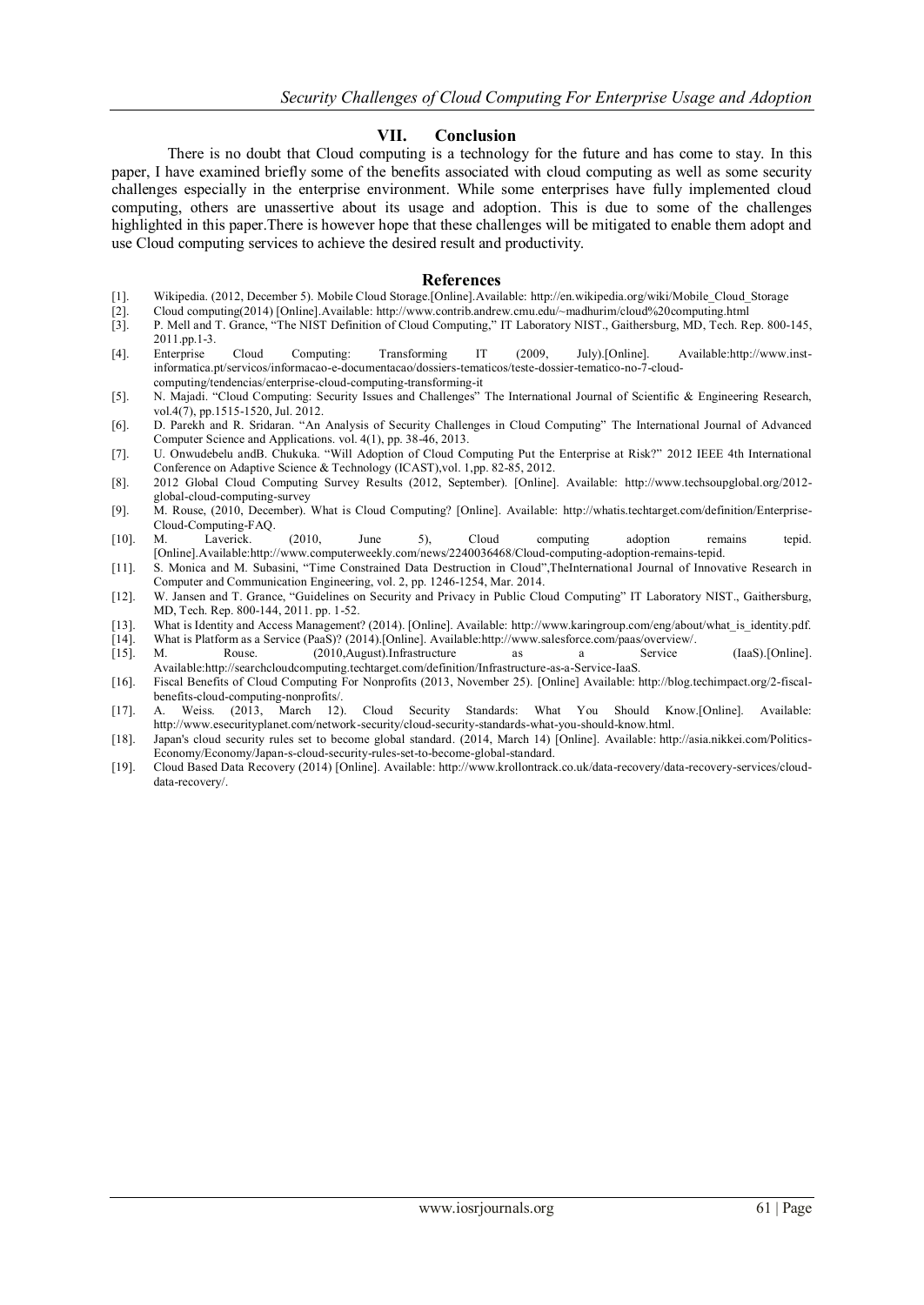## VII. Conclusion

There is no doubt that Cloud computing is a technology for the future and has come to stay. In this paper, I have examined briefly some of the benefits associated with cloud computing as well as some security challenges especially in the enterprise environment. While some enterprises have fully implemented cloud computing, others are unassertive about its usage and adoption. This is due to some of the challenges highlighted in this paper.There is however hope that these challenges will be mitigated to enable them adopt and use Cloud computing services to achieve the desired result and productivity.

## References

[1]. Wikipedia. (2012, December 5). Mobile Cloud Storage.[Online].Available: http://en.wikipedia.org/wiki/Mobile_Cloud_Storage

[2]. Cloud computing(2014) [Online].Available: http://www.contrib.andrew.cmu.edu/~madhurim/cloud%20computing.html

[3]. P. Mell and T. Grance, "The NIST Definition of Cloud Computing," IT Laboratory NIST., Gaithersburg, MD, Tech. Rep. 800-145, 2011.pp.1-3.

[4]. Enterprise Cloud Computing: Transforming IT (2009, July).[Online]. Available:http://www.inst-informatica.pt/servicos/informacao-e-documentacao/dossiers-tematicos/teste-dossier-tematico-no-7-cloud-computing/tendencias/enterprise-cloud-computing-transforming-it

[5]. N. Majadi. "Cloud Computing: Security Issues and Challenges" The International Journal of Scientific & Engineering Research, vol.4(7), pp.1515-1520, Jul. 2012.

[6]. D. Parekh and R. Sridaran. "An Analysis of Security Challenges in Cloud Computing" The International Journal of Advanced Computer Science and Applications. vol. 4(1), pp. 38-46, 2013.

[7]. U. Onwudebelu andB. Chukuka. "Will Adoption of Cloud Computing Put the Enterprise at Risk?" 2012 IEEE 4th International Conference on Adaptive Science & Technology (ICAST),vol. 1,pp. 82-85, 2012.

[8]. 2012 Global Cloud Computing Survey Results (2012, September). [Online]. Available: http://www.techsoupglobal.org/2012-global-cloud-computing-survey

[9]. M. Rouse, (2010, December). What is Cloud Computing? [Online]. Available: http://whatis.techtarget.com/definition/Enterprise-Cloud-Computing-FAQ.

[10]. M. Laverick. (2010, June 5), Cloud computing adoption remains tepid. [Online].Available:http://www.computerweekly.com/news/2240036468/Cloud-computing-adoption-remains-tepid.

[11]. S. Monica and M. Subasini, "Time Constrained Data Destruction in Cloud",TheInternational Journal of Innovative Research in Computer and Communication Engineering, vol. 2, pp. 1246-1254, Mar. 2014.

[12]. W. Jansen and T. Grance, "Guidelines on Security and Privacy in Public Cloud Computing" IT Laboratory NIST., Gaithersburg, MD, Tech. Rep. 800-144, 2011. pp. 1-52.

[13]. What is Identity and Access Management? (2014). [Online]. Available: http://www.karingroup.com/eng/about/what_is_identity.pdf.

[14]. What is Platform as a Service (PaaS)? (2014).[Online]. Available:http://www.salesforce.com/paas/overview/.

[15]. M. Rouse. (2010,August).Infrastructure as a Service (IaaS).[Online]. Available:http://searchcloudcomputing.techtarget.com/definition/Infrastructure-as-a-Service-IaaS.

[16]. Fiscal Benefits of Cloud Computing For Nonprofits (2013, November 25). [Online] Available: http://blog.techimpact.org/2-fiscal-benefits-cloud-computing-nonprofits/.

[17]. A. Weiss. (2013, March 12). Cloud Security Standards: What You Should Know.[Online]. Available: http://www.esecurityplanet.com/network-security/cloud-security-standards-what-you-should-know.html.

[18]. Japan's cloud security rules set to become global standard. (2014, March 14) [Online]. Available: http://asia.nikkei.com/Politics-Economy/Economy/Japan-s-cloud-security-rules-set-to-become-global-standard.

[19]. Cloud Based Data Recovery (2014) [Online]. Available: http://www.krollontrack.co.uk/data-recovery/data-recovery-services/cloud-data-recovery/.